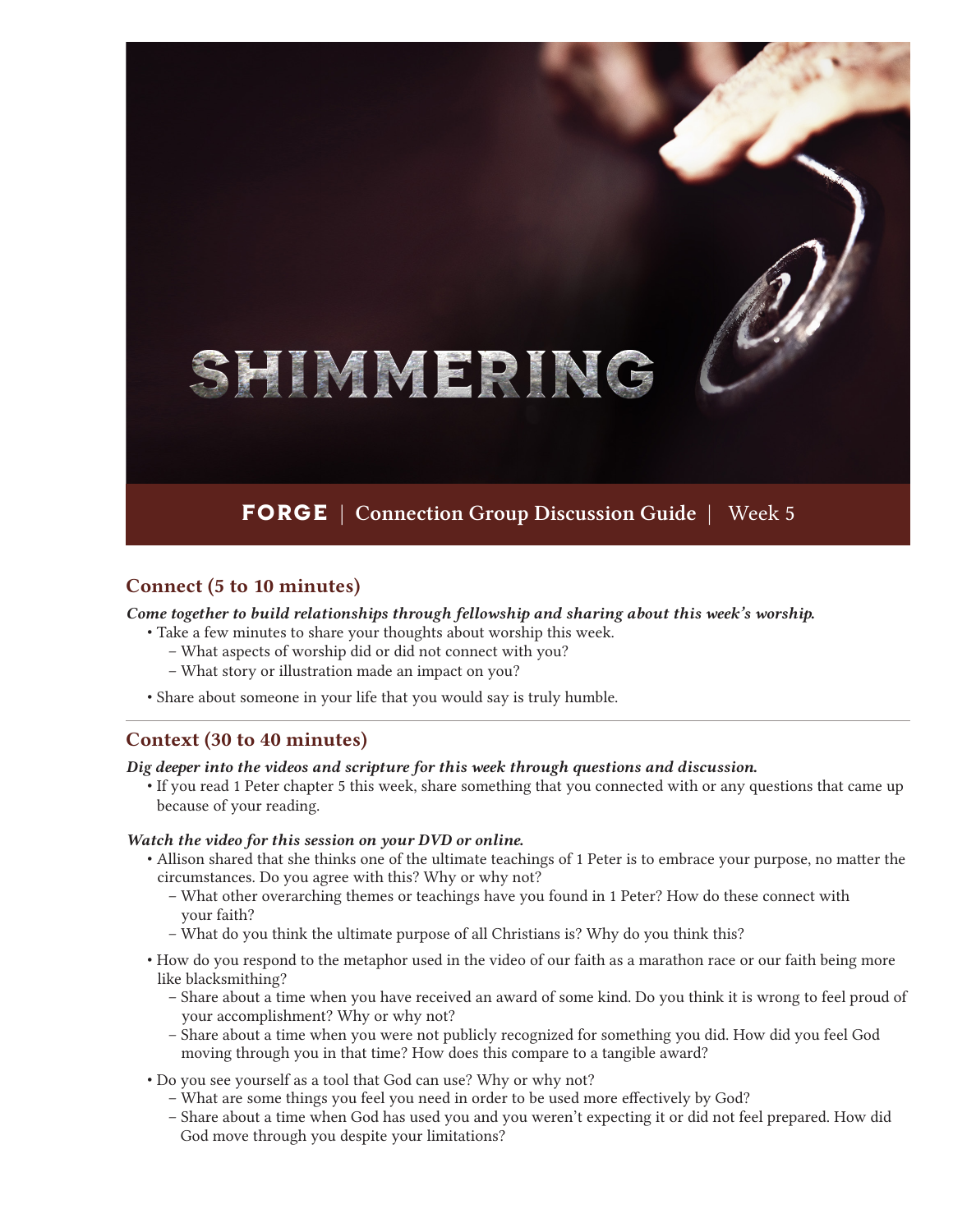# SHIMMERING

**FORGE** | **Connection Group Discussion Guide** | Week 5

## Connect (5 to 10 minutes)

***Come together to build relationships through fellowship and sharing about this week's worship.***

- Take a few minutes to share your thoughts about worship this week.
  - What aspects of worship did or did not connect with you?
  - What story or illustration made an impact on you?
- Share about someone in your life that you would say is truly humble.

## Context (30 to 40 minutes)

***Dig deeper into the videos and scripture for this week through questions and discussion.***

- If you read 1 Peter chapter 5 this week, share something that you connected with or any questions that came up because of your reading.

***Watch the video for this session on your DVD or online.***

- Allison shared that she thinks one of the ultimate teachings of 1 Peter is to embrace your purpose, no matter the circumstances. Do you agree with this? Why or why not?
  - What other overarching themes or teachings have you found in 1 Peter? How do these connect with your faith?
  - What do you think the ultimate purpose of all Christians is? Why do you think this?
- How do you respond to the metaphor used in the video of our faith as a marathon race or our faith being more like blacksmithing?
  - Share about a time when you have received an award of some kind. Do you think it is wrong to feel proud of your accomplishment? Why or why not?
  - Share about a time when you were not publicly recognized for something you did. How did you feel God moving through you in that time? How does this compare to a tangible award?
- Do you see yourself as a tool that God can use? Why or why not?
  - What are some things you feel you need in order to be used more effectively by God?
  - Share about a time when God has used you and you weren't expecting it or did not feel prepared. How did God move through you despite your limitations?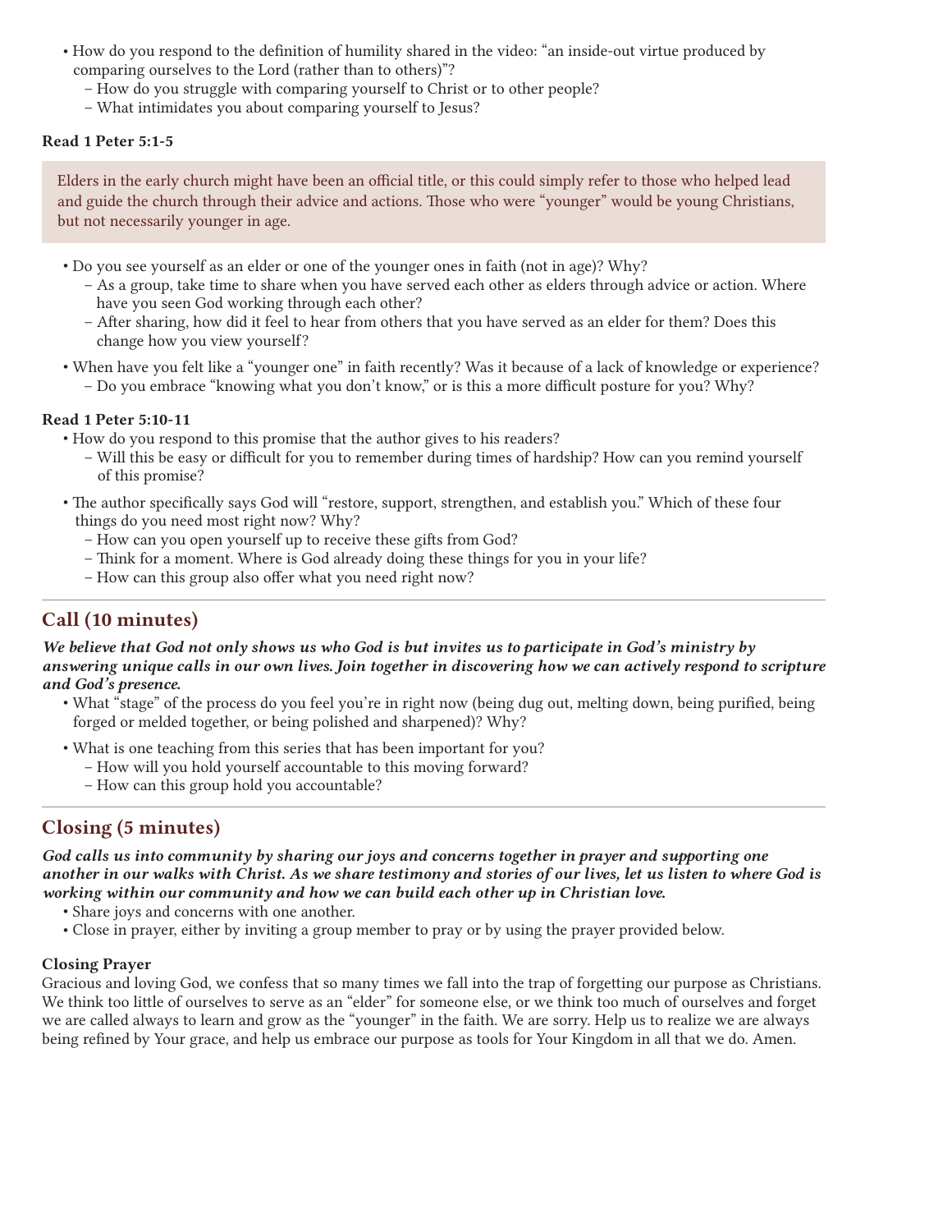- How do you respond to the definition of humility shared in the video: "an inside-out virtue produced by comparing ourselves to the Lord (rather than to others)"?
  - How do you struggle with comparing yourself to Christ or to other people?
  - What intimidates you about comparing yourself to Jesus?

**Read 1 Peter 5:1-5**

> Elders in the early church might have been an official title, or this could simply refer to those who helped lead and guide the church through their advice and actions. Those who were "younger" would be young Christians, but not necessarily younger in age.

- Do you see yourself as an elder or one of the younger ones in faith (not in age)? Why?
  - As a group, take time to share when you have served each other as elders through advice or action. Where have you seen God working through each other?
  - After sharing, how did it feel to hear from others that you have served as an elder for them? Does this change how you view yourself?
- When have you felt like a "younger one" in faith recently? Was it because of a lack of knowledge or experience?
  - Do you embrace "knowing what you don't know," or is this a more difficult posture for you? Why?

**Read 1 Peter 5:10-11**

- How do you respond to this promise that the author gives to his readers?
  - Will this be easy or difficult for you to remember during times of hardship? How can you remind yourself of this promise?
- The author specifically says God will "restore, support, strengthen, and establish you." Which of these four things do you need most right now? Why?
  - How can you open yourself up to receive these gifts from God?
  - Think for a moment. Where is God already doing these things for you in your life?
  - How can this group also offer what you need right now?

---

## Call (10 minutes)

***We believe that God not only shows us who God is but invites us to participate in God's ministry by answering unique calls in our own lives. Join together in discovering how we can actively respond to scripture and God's presence.***

- What "stage" of the process do you feel you're in right now (being dug out, melting down, being purified, being forged or melded together, or being polished and sharpened)? Why?
- What is one teaching from this series that has been important for you?
  - How will you hold yourself accountable to this moving forward?
  - How can this group hold you accountable?

---

## Closing (5 minutes)

***God calls us into community by sharing our joys and concerns together in prayer and supporting one another in our walks with Christ. As we share testimony and stories of our lives, let us listen to where God is working within our community and how we can build each other up in Christian love.***

- Share joys and concerns with one another.
- Close in prayer, either by inviting a group member to pray or by using the prayer provided below.

**Closing Prayer**

Gracious and loving God, we confess that so many times we fall into the trap of forgetting our purpose as Christians. We think too little of ourselves to serve as an "elder" for someone else, or we think too much of ourselves and forget we are called always to learn and grow as the "younger" in the faith. We are sorry. Help us to realize we are always being refined by Your grace, and help us embrace our purpose as tools for Your Kingdom in all that we do. Amen.